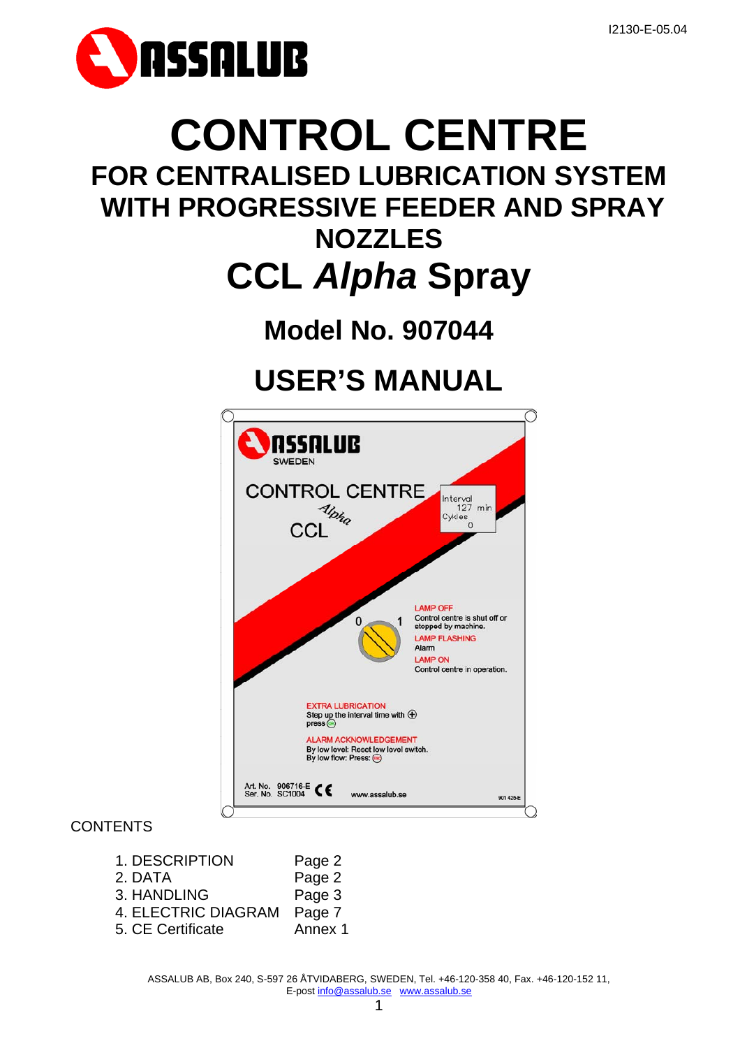I2130-E-05.04

# CONTROL CENTRE

## FOR CENTRALISED LUBRICATION SYSTEM WITH PROGRESSIVE FEEDER AND SPRAY NOZZLES

# CCL *Alpha* Spray

## Model No. 907044

## USER'S MANUAL

CONTENTS

| | |
|---|---|
| 1. DESCRIPTION | Page 2 |
| 2. DATA | Page 2 |
| 3. HANDLING | Page 3 |
| 4. ELECTRIC DIAGRAM | Page 7 |
| 5. CE Certificate | Annex 1 |

ASSALUB AB, Box 240, S-597 26 ÅTVIDABERG, SWEDEN, Tel. +46-120-358 40, Fax. +46-120-152 11,
E-post info@assalub.se www.assalub.se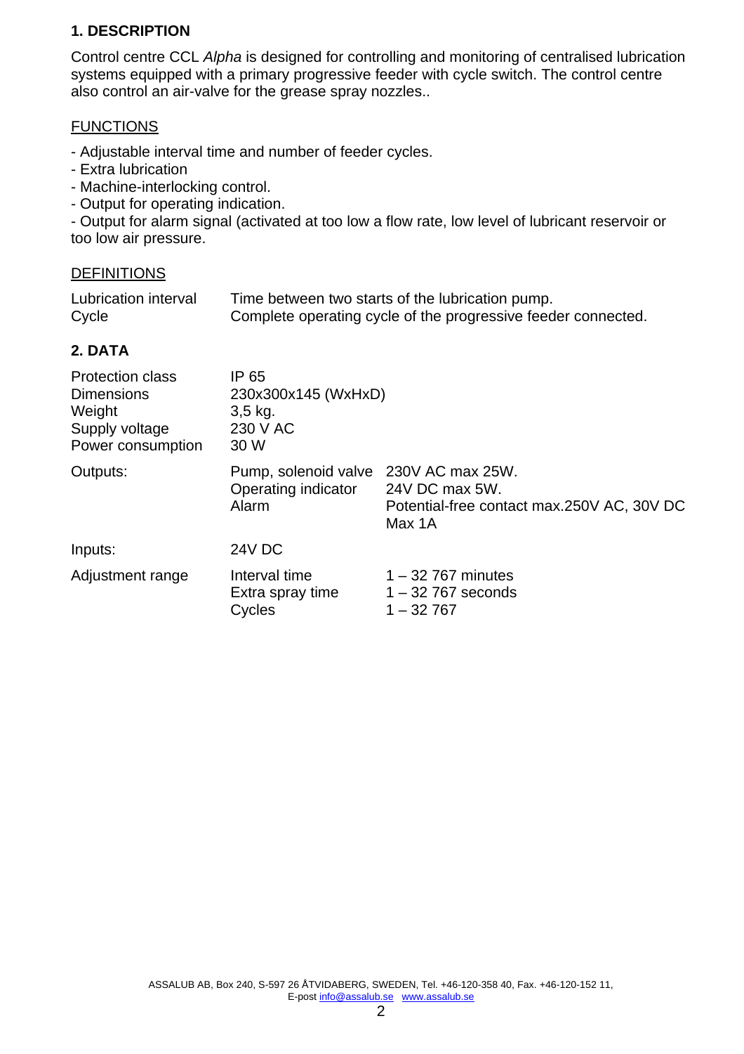## 1. DESCRIPTION

Control centre CCL *Alpha* is designed for controlling and monitoring of centralised lubrication systems equipped with a primary progressive feeder with cycle switch. The control centre also control an air-valve for the grease spray nozzles..

### FUNCTIONS

- Adjustable interval time and number of feeder cycles.
- Extra lubrication
- Machine-interlocking control.
- Output for operating indication.
- Output for alarm signal (activated at too low a flow rate, low level of lubricant reservoir or too low air pressure.

### DEFINITIONS

| | |
|---|---|
| Lubrication interval | Time between two starts of the lubrication pump. |
| Cycle | Complete operating cycle of the progressive feeder connected. |

## 2. DATA

| | | |
|---|---|---|
| Protection class | IP 65 | |
| Dimensions | 230x300x145 (WxHxD) | |
| Weight | 3,5 kg. | |
| Supply voltage | 230 V AC | |
| Power consumption | 30 W | |
| Outputs: | Pump, solenoid valve | 230V AC max 25W. |
| | Operating indicator | 24V DC max 5W. |
| | Alarm | Potential-free contact max.250V AC, 30V DC Max 1A |
| Inputs: | 24V DC | |
| Adjustment range | Interval time | 1 – 32 767 minutes |
| | Extra spray time | 1 – 32 767 seconds |
| | Cycles | 1 – 32 767 |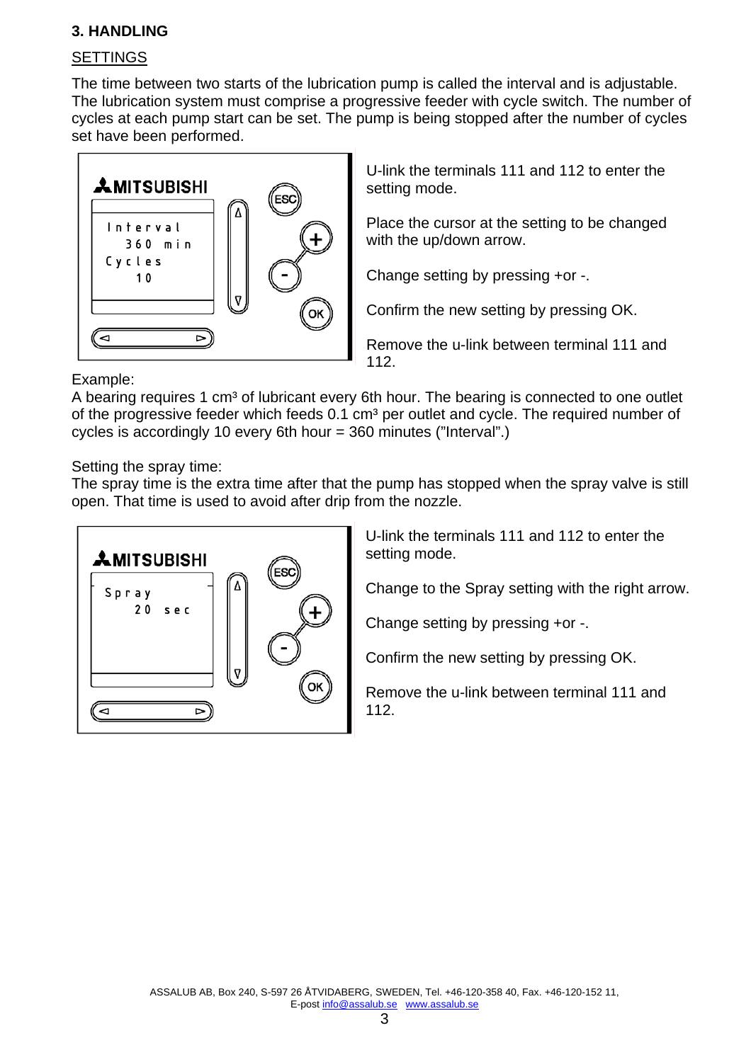## 3. HANDLING

SETTINGS

The time between two starts of the lubrication pump is called the interval and is adjustable. The lubrication system must comprise a progressive feeder with cycle switch. The number of cycles at each pump start can be set. The pump is being stopped after the number of cycles set have been performed.

U-link the terminals 111 and 112 to enter the setting mode.

Place the cursor at the setting to be changed with the up/down arrow.

Change setting by pressing +or -.

Confirm the new setting by pressing OK.

Remove the u-link between terminal 111 and 112.

Example:
A bearing requires 1 cm³ of lubricant every 6th hour. The bearing is connected to one outlet of the progressive feeder which feeds 0.1 cm³ per outlet and cycle. The required number of cycles is accordingly 10 every 6th hour = 360 minutes ("Interval".)

Setting the spray time:
The spray time is the extra time after that the pump has stopped when the spray valve is still open. That time is used to avoid after drip from the nozzle.

U-link the terminals 111 and 112 to enter the setting mode.

Change to the Spray setting with the right arrow.

Change setting by pressing +or -.

Confirm the new setting by pressing OK.

Remove the u-link between terminal 111 and 112.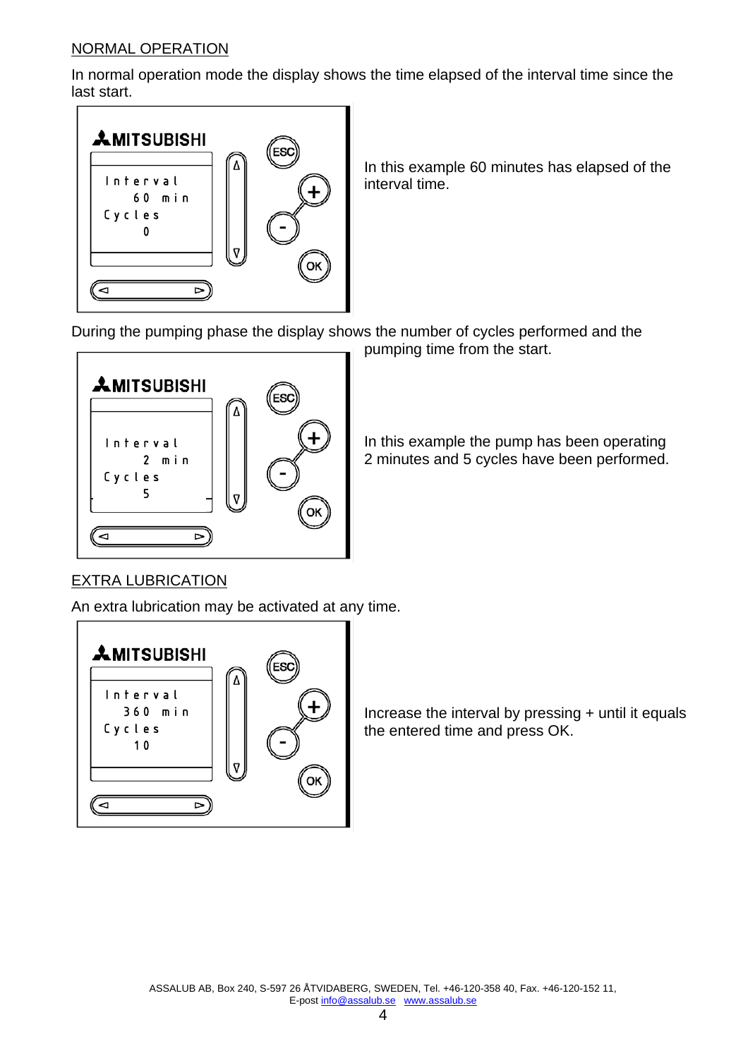## NORMAL OPERATION

In normal operation mode the display shows the time elapsed of the interval time since the last start.

MITSUBISHI

Interval
60 min
Cycles
0

ESC
+
-
OK

In this example 60 minutes has elapsed of the interval time.

During the pumping phase the display shows the number of cycles performed and the pumping time from the start.

MITSUBISHI

Interval
2 min
Cycles
5

ESC
+
-
OK

In this example the pump has been operating 2 minutes and 5 cycles have been performed.

## EXTRA LUBRICATION

An extra lubrication may be activated at any time.

MITSUBISHI

Interval
360 min
Cycles
10

ESC
+
-
OK

Increase the interval by pressing + until it equals the entered time and press OK.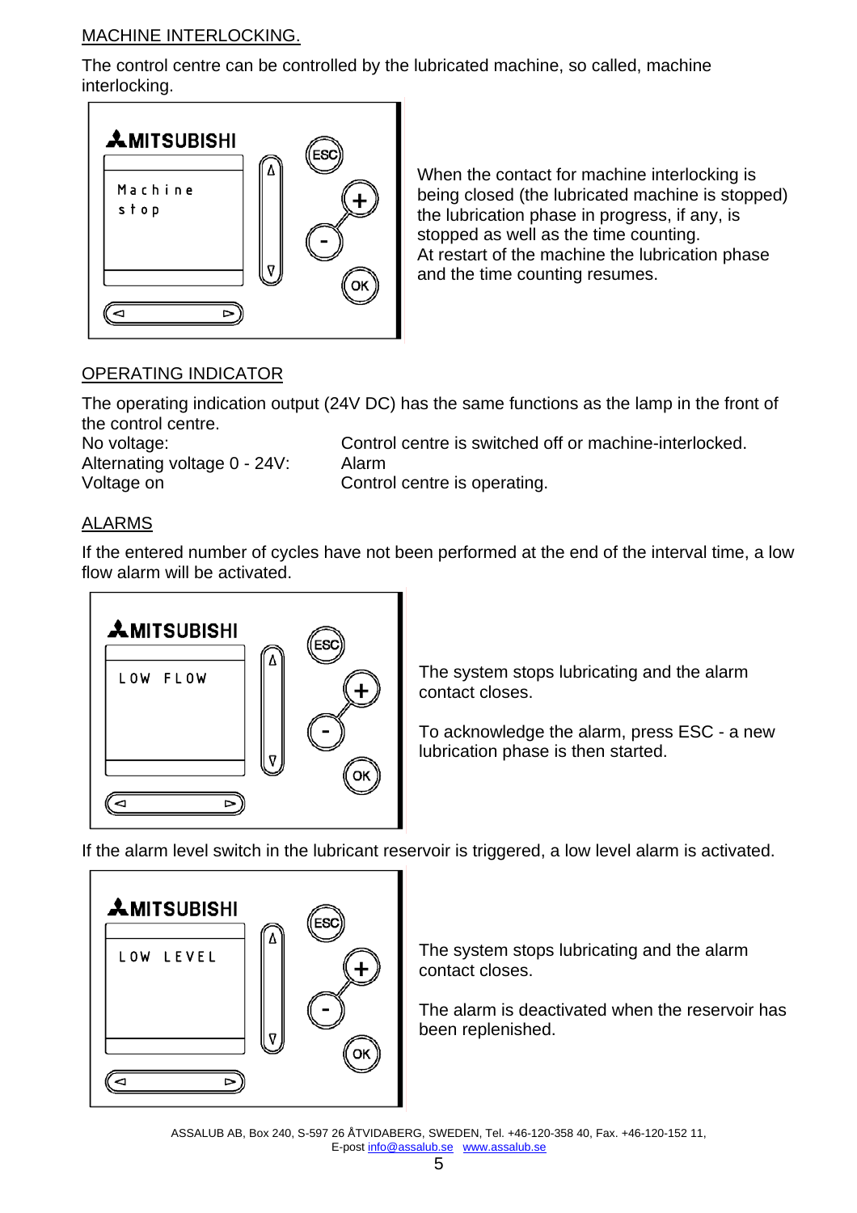## MACHINE INTERLOCKING.

The control centre can be controlled by the lubricated machine, so called, machine interlocking.

Machine stop

When the contact for machine interlocking is being closed (the lubricated machine is stopped) the lubrication phase in progress, if any, is stopped as well as the time counting.
At restart of the machine the lubrication phase and the time counting resumes.

## OPERATING INDICATOR

The operating indication output (24V DC) has the same functions as the lamp in the front of the control centre.

| | |
|---|---|
| No voltage: | Control centre is switched off or machine-interlocked. |
| Alternating voltage 0 - 24V: | Alarm |
| Voltage on | Control centre is operating. |

## ALARMS

If the entered number of cycles have not been performed at the end of the interval time, a low flow alarm will be activated.

LOW FLOW

The system stops lubricating and the alarm contact closes.

To acknowledge the alarm, press ESC - a new lubrication phase is then started.

If the alarm level switch in the lubricant reservoir is triggered, a low level alarm is activated.

LOW LEVEL

The system stops lubricating and the alarm contact closes.

The alarm is deactivated when the reservoir has been replenished.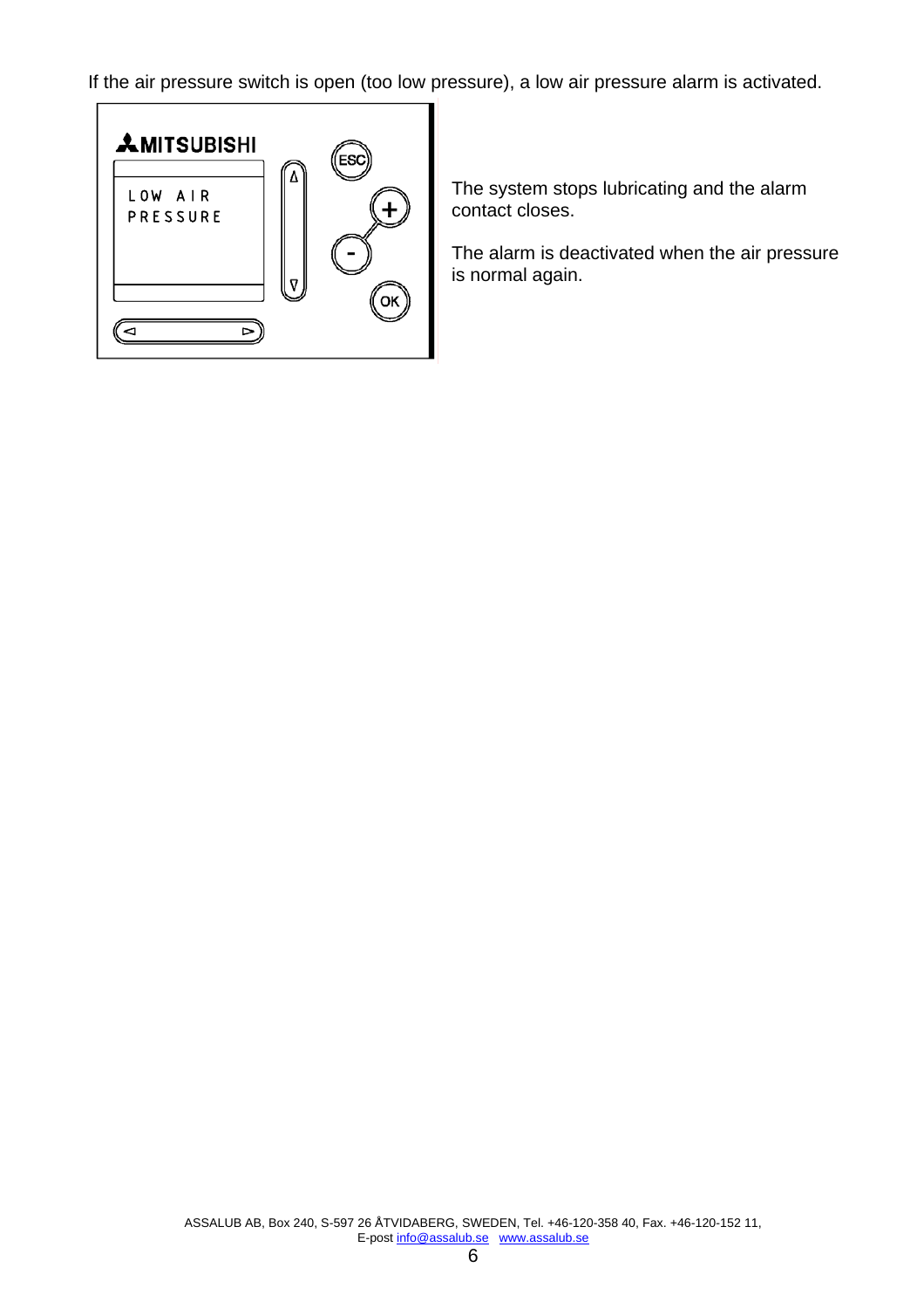If the air pressure switch is open (too low pressure), a low air pressure alarm is activated.

MITSUBISHI

LOW AIR
PRESSURE

ESC

+

-

OK

The system stops lubricating and the alarm contact closes.

The alarm is deactivated when the air pressure is normal again.

ASSALUB AB, Box 240, S-597 26 ÅTVIDABERG, SWEDEN, Tel. +46-120-358 40, Fax. +46-120-152 11,
E-post info@assalub.se www.assalub.se